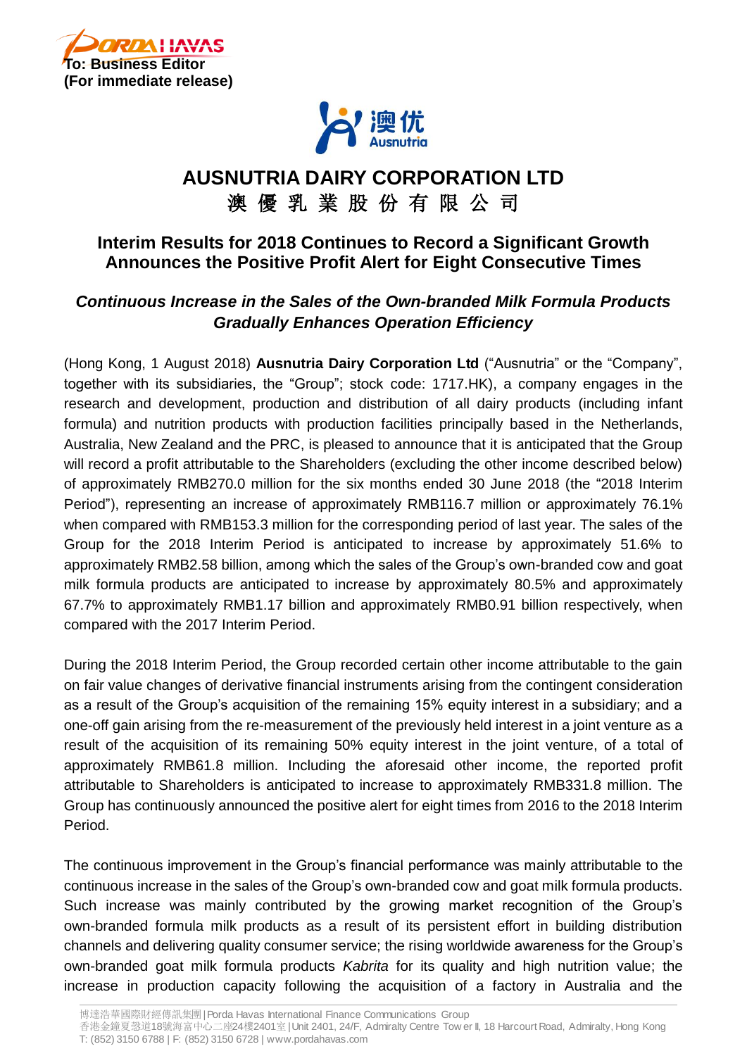**To: Business Editor**
**(For immediate release)**

# AUSNUTRIA DAIRY CORPORATION LTD
# 澳 優 乳 業 股 份 有 限 公 司

## Interim Results for 2018 Continues to Record a Significant Growth
## Announces the Positive Profit Alert for Eight Consecutive Times

### *Continuous Increase in the Sales of the Own-branded Milk Formula Products Gradually Enhances Operation Efficiency*

(Hong Kong, 1 August 2018) **Ausnutria Dairy Corporation Ltd** ("Ausnutria" or the "Company", together with its subsidiaries, the "Group"; stock code: 1717.HK), a company engages in the research and development, production and distribution of all dairy products (including infant formula) and nutrition products with production facilities principally based in the Netherlands, Australia, New Zealand and the PRC, is pleased to announce that it is anticipated that the Group will record a profit attributable to the Shareholders (excluding the other income described below) of approximately RMB270.0 million for the six months ended 30 June 2018 (the "2018 Interim Period"), representing an increase of approximately RMB116.7 million or approximately 76.1% when compared with RMB153.3 million for the corresponding period of last year. The sales of the Group for the 2018 Interim Period is anticipated to increase by approximately 51.6% to approximately RMB2.58 billion, among which the sales of the Group's own-branded cow and goat milk formula products are anticipated to increase by approximately 80.5% and approximately 67.7% to approximately RMB1.17 billion and approximately RMB0.91 billion respectively, when compared with the 2017 Interim Period.

During the 2018 Interim Period, the Group recorded certain other income attributable to the gain on fair value changes of derivative financial instruments arising from the contingent consideration as a result of the Group's acquisition of the remaining 15% equity interest in a subsidiary; and a one-off gain arising from the re-measurement of the previously held interest in a joint venture as a result of the acquisition of its remaining 50% equity interest in the joint venture, of a total of approximately RMB61.8 million. Including the aforesaid other income, the reported profit attributable to Shareholders is anticipated to increase to approximately RMB331.8 million. The Group has continuously announced the positive alert for eight times from 2016 to the 2018 Interim Period.

The continuous improvement in the Group's financial performance was mainly attributable to the continuous increase in the sales of the Group's own-branded cow and goat milk formula products. Such increase was mainly contributed by the growing market recognition of the Group's own-branded formula milk products as a result of its persistent effort in building distribution channels and delivering quality consumer service; the rising worldwide awareness for the Group's own-branded goat milk formula products *Kabrita* for its quality and high nutrition value; the increase in production capacity following the acquisition of a factory in Australia and the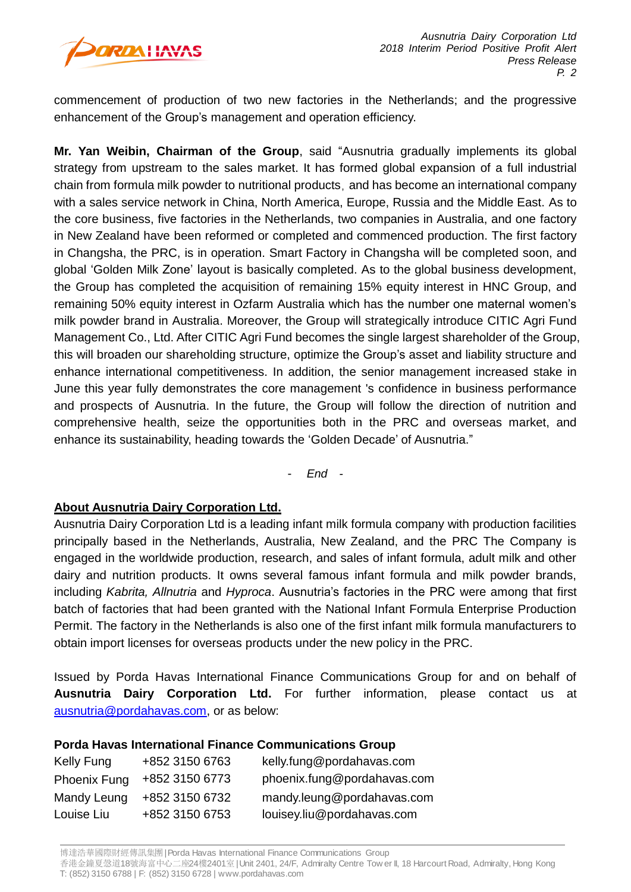commencement of production of two new factories in the Netherlands; and the progressive enhancement of the Group's management and operation efficiency.

**Mr. Yan Weibin, Chairman of the Group**, said "Ausnutria gradually implements its global strategy from upstream to the sales market. It has formed global expansion of a full industrial chain from formula milk powder to nutritional products, and has become an international company with a sales service network in China, North America, Europe, Russia and the Middle East. As to the core business, five factories in the Netherlands, two companies in Australia, and one factory in New Zealand have been reformed or completed and commenced production. The first factory in Changsha, the PRC, is in operation. Smart Factory in Changsha will be completed soon, and global 'Golden Milk Zone' layout is basically completed. As to the global business development, the Group has completed the acquisition of remaining 15% equity interest in HNC Group, and remaining 50% equity interest in Ozfarm Australia which has the number one maternal women's milk powder brand in Australia. Moreover, the Group will strategically introduce CITIC Agri Fund Management Co., Ltd. After CITIC Agri Fund becomes the single largest shareholder of the Group, this will broaden our shareholding structure, optimize the Group's asset and liability structure and enhance international competitiveness. In addition, the senior management increased stake in June this year fully demonstrates the core management 's confidence in business performance and prospects of Ausnutria. In the future, the Group will follow the direction of nutrition and comprehensive health, seize the opportunities both in the PRC and overseas market, and enhance its sustainability, heading towards the 'Golden Decade' of Ausnutria."

*- End -*

**About Ausnutria Dairy Corporation Ltd.**

Ausnutria Dairy Corporation Ltd is a leading infant milk formula company with production facilities principally based in the Netherlands, Australia, New Zealand, and the PRC The Company is engaged in the worldwide production, research, and sales of infant formula, adult milk and other dairy and nutrition products. It owns several famous infant formula and milk powder brands, including *Kabrita, Allnutria* and *Hyproca*. Ausnutria's factories in the PRC were among that first batch of factories that had been granted with the National Infant Formula Enterprise Production Permit. The factory in the Netherlands is also one of the first infant milk formula manufacturers to obtain import licenses for overseas products under the new policy in the PRC.

Issued by Porda Havas International Finance Communications Group for and on behalf of **Ausnutria Dairy Corporation Ltd.** For further information, please contact us at ausnutria@pordahavas.com, or as below:

**Porda Havas International Finance Communications Group**

| | | |
|---|---|---|
| Kelly Fung | +852 3150 6763 | kelly.fung@pordahavas.com |
| Phoenix Fung | +852 3150 6773 | phoenix.fung@pordahavas.com |
| Mandy Leung | +852 3150 6732 | mandy.leung@pordahavas.com |
| Louise Liu | +852 3150 6753 | louisey.liu@pordahavas.com |